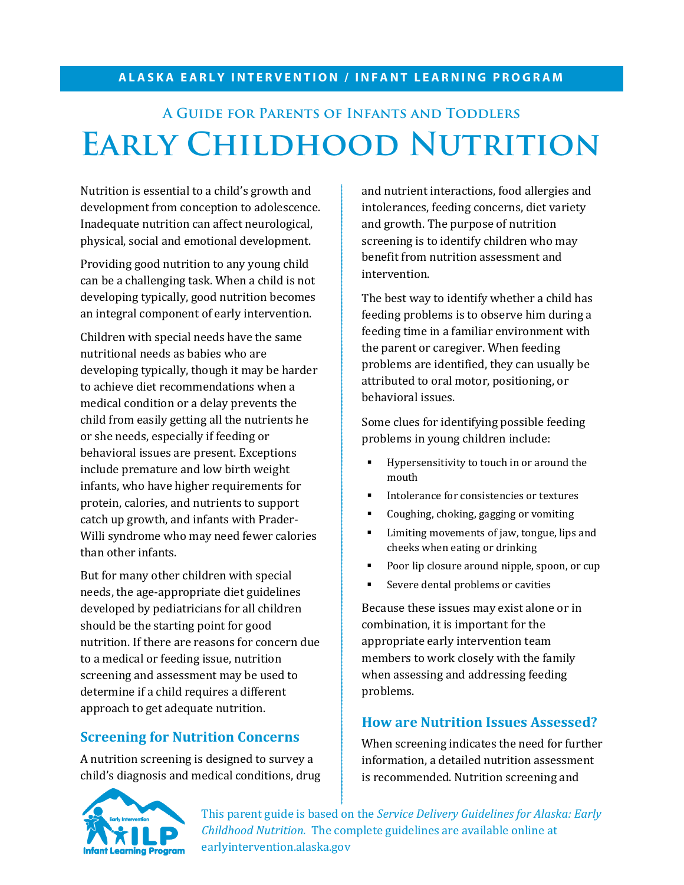**ALASKA EARLY INTERVENTION / INFANT LEARNING PROGRAM**

### A Guide for Parents of Infants and Toddlers

# Early Childhood Nutrition

Nutrition is essential to a child's growth and development from conception to adolescence. Inadequate nutrition can affect neurological, physical, social and emotional development.

Providing good nutrition to any young child can be a challenging task. When a child is not developing typically, good nutrition becomes an integral component of early intervention.

Children with special needs have the same nutritional needs as babies who are developing typically, though it may be harder to achieve diet recommendations when a medical condition or a delay prevents the child from easily getting all the nutrients he or she needs, especially if feeding or behavioral issues are present. Exceptions include premature and low birth weight infants, who have higher requirements for protein, calories, and nutrients to support catch up growth, and infants with Prader-Willi syndrome who may need fewer calories than other infants.

But for many other children with special needs, the age-appropriate diet guidelines developed by pediatricians for all children should be the starting point for good nutrition. If there are reasons for concern due to a medical or feeding issue, nutrition screening and assessment may be used to determine if a child requires a different approach to get adequate nutrition.

## Screening for Nutrition Concerns

A nutrition screening is designed to survey a child's diagnosis and medical conditions, drug and nutrient interactions, food allergies and intolerances, feeding concerns, diet variety and growth. The purpose of nutrition screening is to identify children who may benefit from nutrition assessment and intervention.

The best way to identify whether a child has feeding problems is to observe him during a feeding time in a familiar environment with the parent or caregiver. When feeding problems are identified, they can usually be attributed to oral motor, positioning, or behavioral issues.

Some clues for identifying possible feeding problems in young children include:

- Hypersensitivity to touch in or around the mouth
- Intolerance for consistencies or textures
- Coughing, choking, gagging or vomiting
- Limiting movements of jaw, tongue, lips and cheeks when eating or drinking
- Poor lip closure around nipple, spoon, or cup
- Severe dental problems or cavities

Because these issues may exist alone or in combination, it is important for the appropriate early intervention team members to work closely with the family when assessing and addressing feeding problems.

## How are Nutrition Issues Assessed?

When screening indicates the need for further information, a detailed nutrition assessment is recommended. Nutrition screening and

This parent guide is based on the *Service Delivery Guidelines for Alaska: Early Childhood Nutrition.* The complete guidelines are available online at earlyintervention.alaska.gov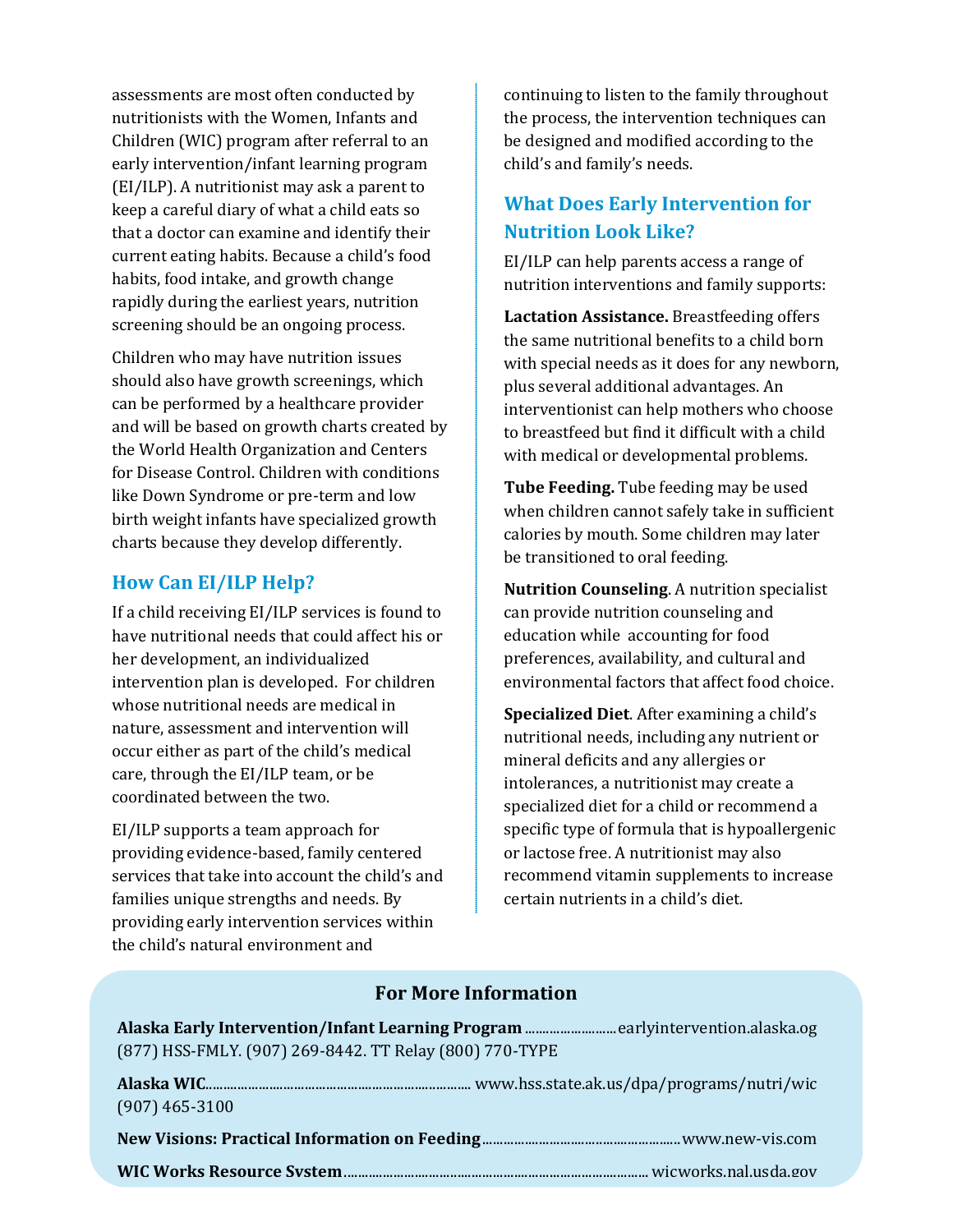assessments are most often conducted by nutritionists with the Women, Infants and Children (WIC) program after referral to an early intervention/infant learning program (EI/ILP). A nutritionist may ask a parent to keep a careful diary of what a child eats so that a doctor can examine and identify their current eating habits. Because a child's food habits, food intake, and growth change rapidly during the earliest years, nutrition screening should be an ongoing process.

Children who may have nutrition issues should also have growth screenings, which can be performed by a healthcare provider and will be based on growth charts created by the World Health Organization and Centers for Disease Control. Children with conditions like Down Syndrome or pre-term and low birth weight infants have specialized growth charts because they develop differently.

## How Can EI/ILP Help?

If a child receiving EI/ILP services is found to have nutritional needs that could affect his or her development, an individualized intervention plan is developed. For children whose nutritional needs are medical in nature, assessment and intervention will occur either as part of the child's medical care, through the EI/ILP team, or be coordinated between the two.

EI/ILP supports a team approach for providing evidence-based, family centered services that take into account the child's and families unique strengths and needs. By providing early intervention services within the child's natural environment and continuing to listen to the family throughout the process, the intervention techniques can be designed and modified according to the child's and family's needs.

## What Does Early Intervention for Nutrition Look Like?

EI/ILP can help parents access a range of nutrition interventions and family supports:

**Lactation Assistance.** Breastfeeding offers the same nutritional benefits to a child born with special needs as it does for any newborn, plus several additional advantages. An interventionist can help mothers who choose to breastfeed but find it difficult with a child with medical or developmental problems.

**Tube Feeding.** Tube feeding may be used when children cannot safely take in sufficient calories by mouth. Some children may later be transitioned to oral feeding.

**Nutrition Counseling**. A nutrition specialist can provide nutrition counseling and education while accounting for food preferences, availability, and cultural and environmental factors that affect food choice.

**Specialized Diet**. After examining a child's nutritional needs, including any nutrient or mineral deficits and any allergies or intolerances, a nutritionist may create a specialized diet for a child or recommend a specific type of formula that is hypoallergenic or lactose free. A nutritionist may also recommend vitamin supplements to increase certain nutrients in a child's diet.

## For More Information

**Alaska Early Intervention/Infant Learning Program** .......................... earlyintervention.alaska.og
(877) HSS-FMLY. (907) 269-8442. TT Relay (800) 770-TYPE

**Alaska WIC**........................................................................ www.hss.state.ak.us/dpa/programs/nutri/wic
(907) 465-3100

**New Visions: Practical Information on Feeding**....................................................... www.new-vis.com

**WIC Works Resource System**...................................................................................... wicworks.nal.usda.gov